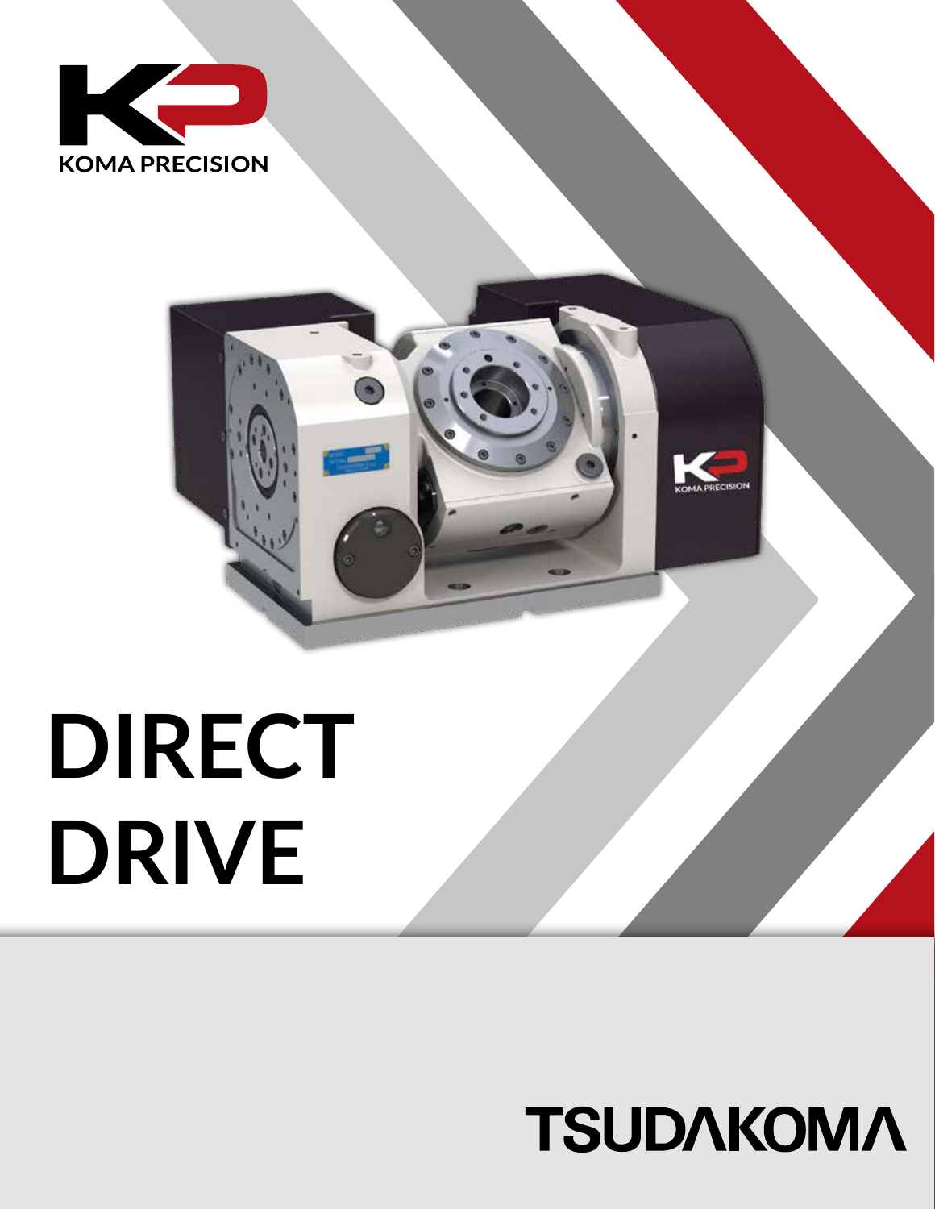KOMA PRECISION

# DIRECT DRIVE

TSUDAKOMA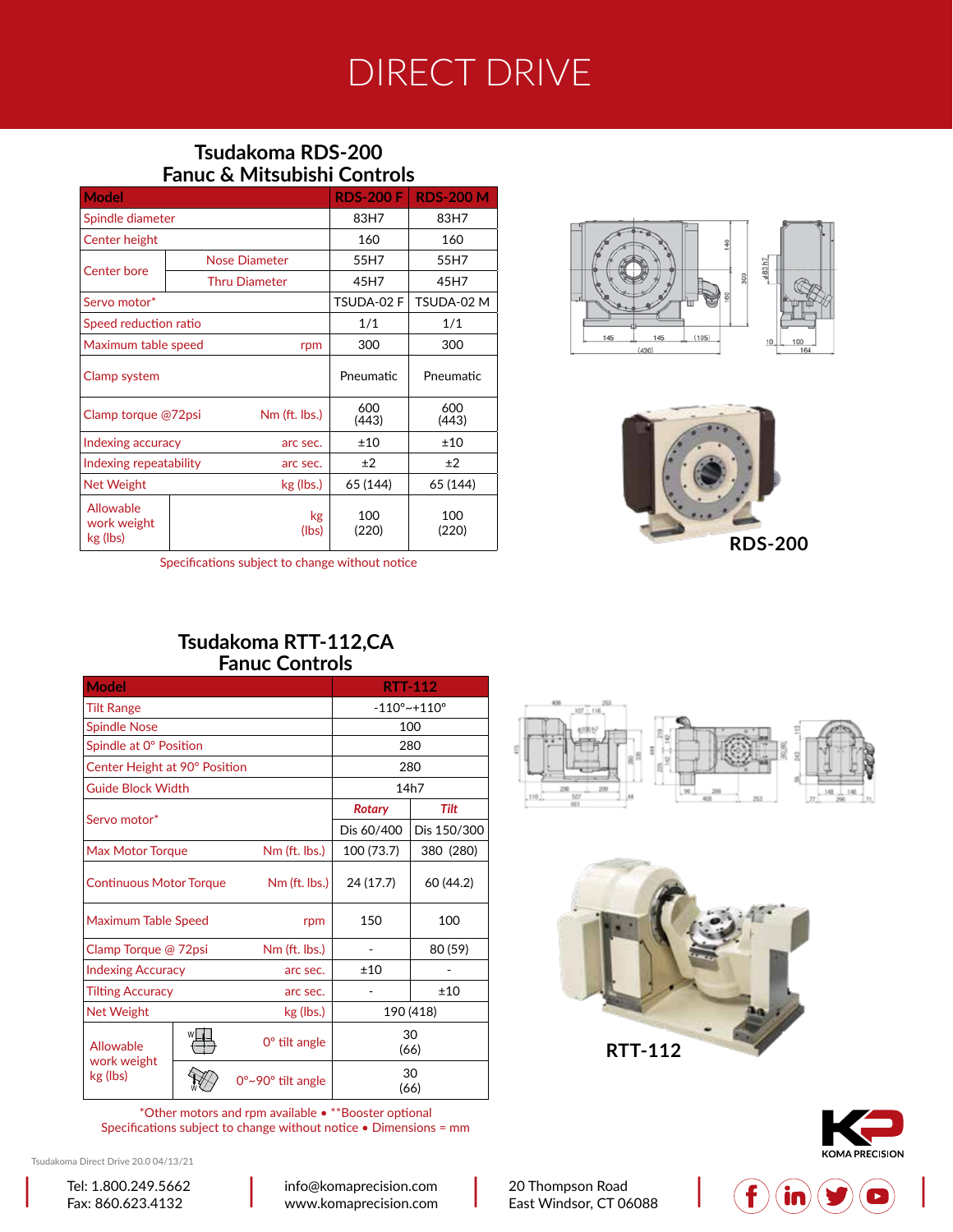# DIRECT DRIVE

## Tsudakoma RDS-200
## Fanuc & Mitsubishi Controls

| Model | | | RDS-200 F | RDS-200 M |
|---|---|---|---|---|
| Spindle diameter | | | 83H7 | 83H7 |
| Center height | | | 160 | 160 |
| Center bore | Nose Diameter | | 55H7 | 55H7 |
| | Thru Diameter | | 45H7 | 45H7 |
| Servo motor* | | | TSUDA-02 F | TSUDA-02 M |
| Speed reduction ratio | | | 1/1 | 1/1 |
| Maximum table speed | | rpm | 300 | 300 |
| Clamp system | | | Pneumatic | Pneumatic |
| Clamp torque @72psi | | Nm (ft. lbs.) | 600 (443) | 600 (443) |
| Indexing accuracy | | arc sec. | ±10 | ±10 |
| Indexing repeatability | | arc sec. | ±2 | ±2 |
| Net Weight | | kg (lbs.) | 65 (144) | 65 (144) |
| Allowable work weight kg (lbs) | | kg (lbs) | 100 (220) | 100 (220) |

Specifications subject to change without notice

RDS-200

## Tsudakoma RTT-112,CA
## Fanuc Controls

| Model | | | RTT-112 | |
|---|---|---|---|---|
| Tilt Range | | | -110°~+110° | |
| Spindle Nose | | | 100 | |
| Spindle at 0° Position | | | 280 | |
| Center Height at 90° Position | | | 280 | |
| Guide Block Width | | | 14h7 | |
| Servo motor* | | | *Rotary* | *Tilt* |
| | | | Dis 60/400 | Dis 150/300 |
| Max Motor Torque | | Nm (ft. lbs.) | 100 (73.7) | 380 (280) |
| Continuous Motor Torque | | Nm (ft. lbs.) | 24 (17.7) | 60 (44.2) |
| Maximum Table Speed | | rpm | 150 | 100 |
| Clamp Torque @ 72psi | | Nm (ft. lbs.) | - | 80 (59) |
| Indexing Accuracy | | arc sec. | ±10 | - |
| Tilting Accuracy | | arc sec. | - | ±10 |
| Net Weight | | kg (lbs.) | 190 (418) | |
| Allowable work weight kg (lbs) | | 0° tilt angle | 30 (66) | |
| | | 0°~90° tilt angle | 30 (66) | |

*Other motors and rpm available • **Booster optional
Specifications subject to change without notice • Dimensions = mm

RTT-112

KOMA PRECISION

Tsudakoma Direct Drive 20.0 04/13/21

Tel: 1.800.249.5662
Fax: 860.623.4132

info@komaprecision.com
www.komaprecision.com

20 Thompson Road
East Windsor, CT 06088